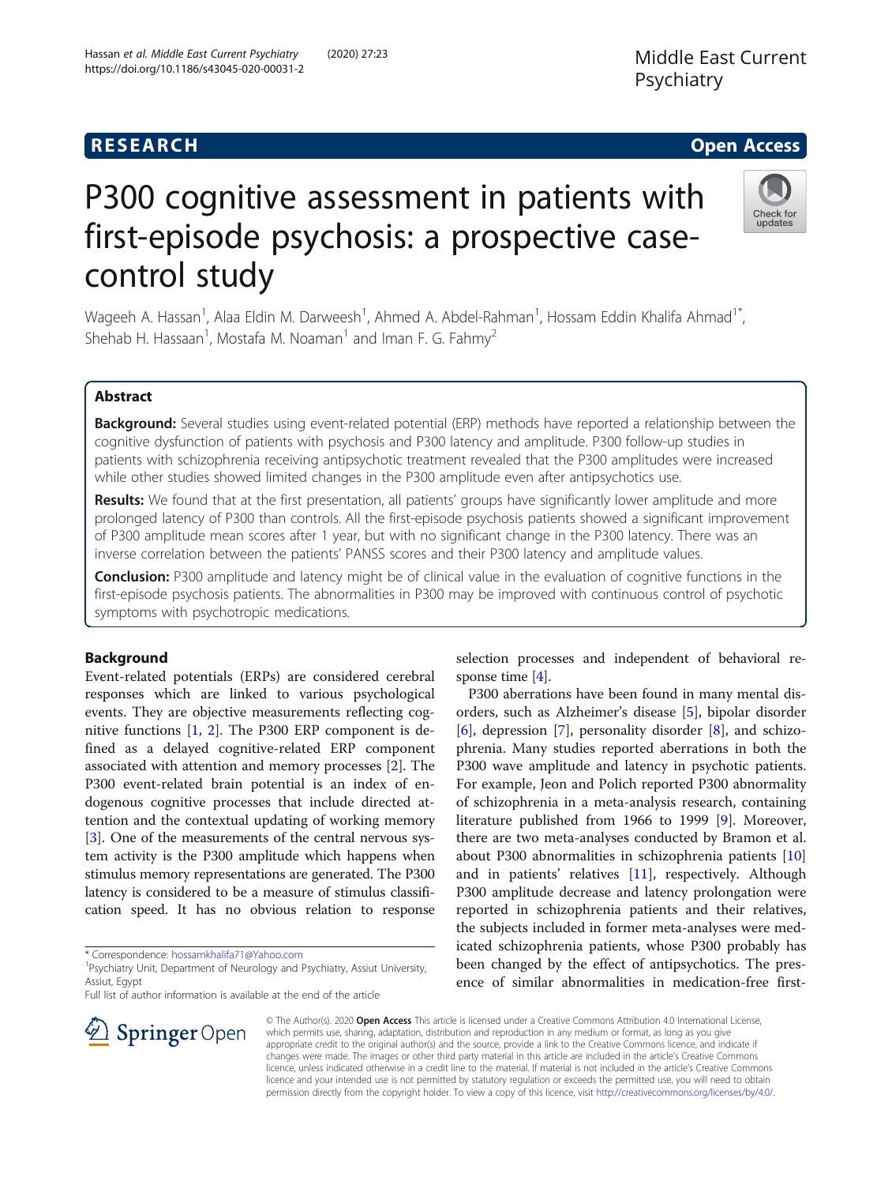RESEARCH Open Access

# P300 cognitive assessment in patients with first-episode psychosis: a prospective case-control study

Wageeh A. Hassan[1], Alaa Eldin M. Darweesh[1], Ahmed A. Abdel-Rahman[1], Hossam Eddin Khalifa Ahmad[1*], Shehab H. Hassaan[1], Mostafa M. Noaman[1] and Iman F. G. Fahmy[2]

## Abstract

**Background:** Several studies using event-related potential (ERP) methods have reported a relationship between the cognitive dysfunction of patients with psychosis and P300 latency and amplitude. P300 follow-up studies in patients with schizophrenia receiving antipsychotic treatment revealed that the P300 amplitudes were increased while other studies showed limited changes in the P300 amplitude even after antipsychotics use.

**Results:** We found that at the first presentation, all patients' groups have significantly lower amplitude and more prolonged latency of P300 than controls. All the first-episode psychosis patients showed a significant improvement of P300 amplitude mean scores after 1 year, but with no significant change in the P300 latency. There was an inverse correlation between the patients' PANSS scores and their P300 latency and amplitude values.

**Conclusion:** P300 amplitude and latency might be of clinical value in the evaluation of cognitive functions in the first-episode psychosis patients. The abnormalities in P300 may be improved with continuous control of psychotic symptoms with psychotropic medications.

## Background

Event-related potentials (ERPs) are considered cerebral responses which are linked to various psychological events. They are objective measurements reflecting cognitive functions [1, 2]. The P300 ERP component is defined as a delayed cognitive-related ERP component associated with attention and memory processes [2]. The P300 event-related brain potential is an index of endogenous cognitive processes that include directed attention and the contextual updating of working memory [3]. One of the measurements of the central nervous system activity is the P300 amplitude which happens when stimulus memory representations are generated. The P300 latency is considered to be a measure of stimulus classification speed. It has no obvious relation to response selection processes and independent of behavioral response time [4].

P300 aberrations have been found in many mental disorders, such as Alzheimer's disease [5], bipolar disorder [6], depression [7], personality disorder [8], and schizophrenia. Many studies reported aberrations in both the P300 wave amplitude and latency in psychotic patients. For example, Jeon and Polich reported P300 abnormality of schizophrenia in a meta-analysis research, containing literature published from 1966 to 1999 [9]. Moreover, there are two meta-analyses conducted by Bramon et al. about P300 abnormalities in schizophrenia patients [10] and in patients' relatives [11], respectively. Although P300 amplitude decrease and latency prolongation were reported in schizophrenia patients and their relatives, the subjects included in former meta-analyses were medicated schizophrenia patients, whose P300 probably has been changed by the effect of antipsychotics. The presence of similar abnormalities in medication-free first-

* Correspondence: hossamkhalifa71@Yahoo.com
[1]Psychiatry Unit, Department of Neurology and Psychiatry, Assiut University, Assiut, Egypt
Full list of author information is available at the end of the article

© The Author(s). 2020 **Open Access** This article is licensed under a Creative Commons Attribution 4.0 International License, which permits use, sharing, adaptation, distribution and reproduction in any medium or format, as long as you give appropriate credit to the original author(s) and the source, provide a link to the Creative Commons licence, and indicate if changes were made. The images or other third party material in this article are included in the article's Creative Commons licence, unless indicated otherwise in a credit line to the material. If material is not included in the article's Creative Commons licence and your intended use is not permitted by statutory regulation or exceeds the permitted use, you will need to obtain permission directly from the copyright holder. To view a copy of this licence, visit http://creativecommons.org/licenses/by/4.0/.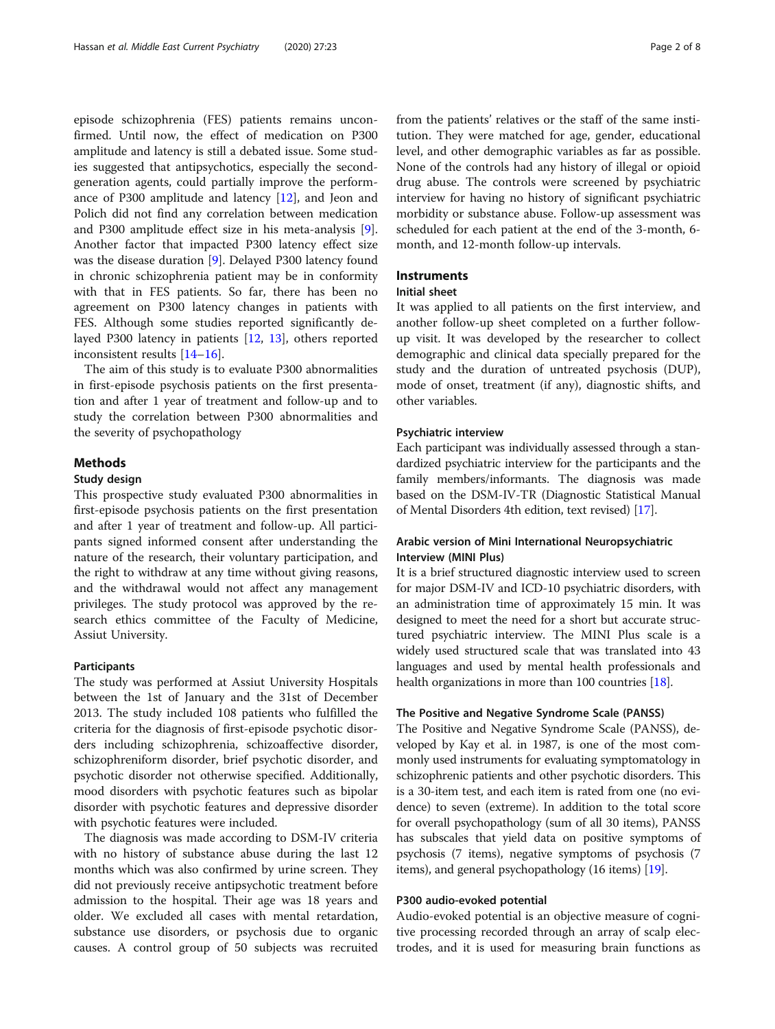episode schizophrenia (FES) patients remains unconfirmed. Until now, the effect of medication on P300 amplitude and latency is still a debated issue. Some studies suggested that antipsychotics, especially the second-generation agents, could partially improve the performance of P300 amplitude and latency [12], and Jeon and Polich did not find any correlation between medication and P300 amplitude effect size in his meta-analysis [9]. Another factor that impacted P300 latency effect size was the disease duration [9]. Delayed P300 latency found in chronic schizophrenia patient may be in conformity with that in FES patients. So far, there has been no agreement on P300 latency changes in patients with FES. Although some studies reported significantly delayed P300 latency in patients [12, 13], others reported inconsistent results [14–16].

The aim of this study is to evaluate P300 abnormalities in first-episode psychosis patients on the first presentation and after 1 year of treatment and follow-up and to study the correlation between P300 abnormalities and the severity of psychopathology

## Methods

### Study design

This prospective study evaluated P300 abnormalities in first-episode psychosis patients on the first presentation and after 1 year of treatment and follow-up. All participants signed informed consent after understanding the nature of the research, their voluntary participation, and the right to withdraw at any time without giving reasons, and the withdrawal would not affect any management privileges. The study protocol was approved by the research ethics committee of the Faculty of Medicine, Assiut University.

#### Participants

The study was performed at Assiut University Hospitals between the 1st of January and the 31st of December 2013. The study included 108 patients who fulfilled the criteria for the diagnosis of first-episode psychotic disorders including schizophrenia, schizoaffective disorder, schizophreniform disorder, brief psychotic disorder, and psychotic disorder not otherwise specified. Additionally, mood disorders with psychotic features such as bipolar disorder with psychotic features and depressive disorder with psychotic features were included.

The diagnosis was made according to DSM-IV criteria with no history of substance abuse during the last 12 months which was also confirmed by urine screen. They did not previously receive antipsychotic treatment before admission to the hospital. Their age was 18 years and older. We excluded all cases with mental retardation, substance use disorders, or psychosis due to organic causes. A control group of 50 subjects was recruited from the patients' relatives or the staff of the same institution. They were matched for age, gender, educational level, and other demographic variables as far as possible. None of the controls had any history of illegal or opioid drug abuse. The controls were screened by psychiatric interview for having no history of significant psychiatric morbidity or substance abuse. Follow-up assessment was scheduled for each patient at the end of the 3-month, 6-month, and 12-month follow-up intervals.

### Instruments

#### Initial sheet

It was applied to all patients on the first interview, and another follow-up sheet completed on a further follow-up visit. It was developed by the researcher to collect demographic and clinical data specially prepared for the study and the duration of untreated psychosis (DUP), mode of onset, treatment (if any), diagnostic shifts, and other variables.

#### Psychiatric interview

Each participant was individually assessed through a standardized psychiatric interview for the participants and the family members/informants. The diagnosis was made based on the DSM-IV-TR (Diagnostic Statistical Manual of Mental Disorders 4th edition, text revised) [17].

#### Arabic version of Mini International Neuropsychiatric Interview (MINI Plus)

It is a brief structured diagnostic interview used to screen for major DSM-IV and ICD-10 psychiatric disorders, with an administration time of approximately 15 min. It was designed to meet the need for a short but accurate structured psychiatric interview. The MINI Plus scale is a widely used structured scale that was translated into 43 languages and used by mental health professionals and health organizations in more than 100 countries [18].

#### The Positive and Negative Syndrome Scale (PANSS)

The Positive and Negative Syndrome Scale (PANSS), developed by Kay et al. in 1987, is one of the most commonly used instruments for evaluating symptomatology in schizophrenic patients and other psychotic disorders. This is a 30-item test, and each item is rated from one (no evidence) to seven (extreme). In addition to the total score for overall psychopathology (sum of all 30 items), PANSS has subscales that yield data on positive symptoms of psychosis (7 items), negative symptoms of psychosis (7 items), and general psychopathology (16 items) [19].

#### P300 audio-evoked potential

Audio-evoked potential is an objective measure of cognitive processing recorded through an array of scalp electrodes, and it is used for measuring brain functions as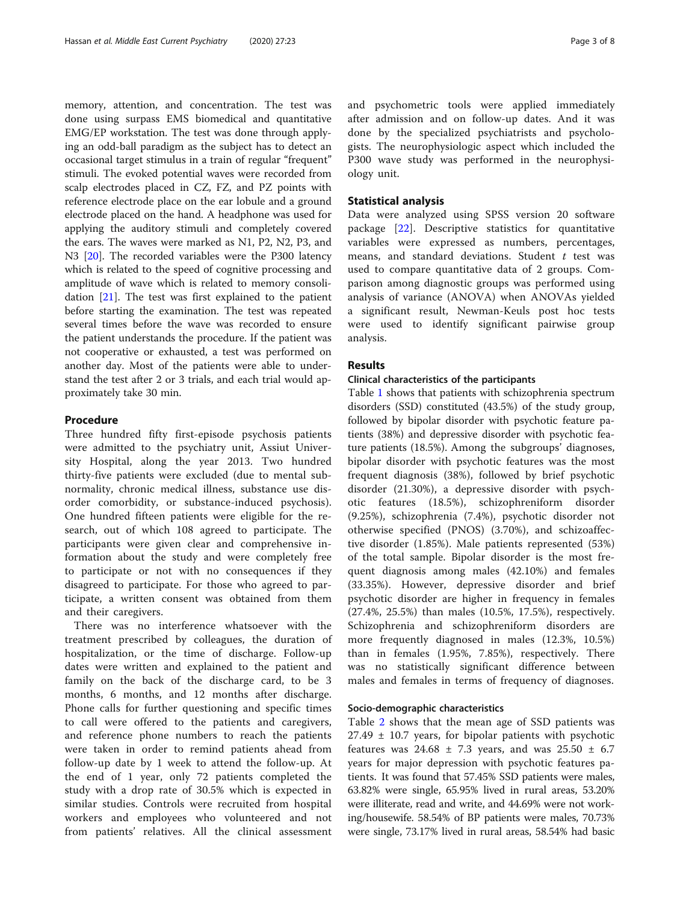memory, attention, and concentration. The test was done using surpass EMS biomedical and quantitative EMG/EP workstation. The test was done through applying an odd-ball paradigm as the subject has to detect an occasional target stimulus in a train of regular "frequent" stimuli. The evoked potential waves were recorded from scalp electrodes placed in CZ, FZ, and PZ points with reference electrode place on the ear lobule and a ground electrode placed on the hand. A headphone was used for applying the auditory stimuli and completely covered the ears. The waves were marked as N1, P2, N2, P3, and N3 [20]. The recorded variables were the P300 latency which is related to the speed of cognitive processing and amplitude of wave which is related to memory consolidation [21]. The test was first explained to the patient before starting the examination. The test was repeated several times before the wave was recorded to ensure the patient understands the procedure. If the patient was not cooperative or exhausted, a test was performed on another day. Most of the patients were able to understand the test after 2 or 3 trials, and each trial would approximately take 30 min.

## Procedure

Three hundred fifty first-episode psychosis patients were admitted to the psychiatry unit, Assiut University Hospital, along the year 2013. Two hundred thirty-five patients were excluded (due to mental subnormality, chronic medical illness, substance use disorder comorbidity, or substance-induced psychosis). One hundred fifteen patients were eligible for the research, out of which 108 agreed to participate. The participants were given clear and comprehensive information about the study and were completely free to participate or not with no consequences if they disagreed to participate. For those who agreed to participate, a written consent was obtained from them and their caregivers.

There was no interference whatsoever with the treatment prescribed by colleagues, the duration of hospitalization, or the time of discharge. Follow-up dates were written and explained to the patient and family on the back of the discharge card, to be 3 months, 6 months, and 12 months after discharge. Phone calls for further questioning and specific times to call were offered to the patients and caregivers, and reference phone numbers to reach the patients were taken in order to remind patients ahead from follow-up date by 1 week to attend the follow-up. At the end of 1 year, only 72 patients completed the study with a drop rate of 30.5% which is expected in similar studies. Controls were recruited from hospital workers and employees who volunteered and not from patients' relatives. All the clinical assessment and psychometric tools were applied immediately after admission and on follow-up dates. And it was done by the specialized psychiatrists and psychologists. The neurophysiologic aspect which included the P300 wave study was performed in the neurophysiology unit.

## Statistical analysis

Data were analyzed using SPSS version 20 software package [22]. Descriptive statistics for quantitative variables were expressed as numbers, percentages, means, and standard deviations. Student *t* test was used to compare quantitative data of 2 groups. Comparison among diagnostic groups was performed using analysis of variance (ANOVA) when ANOVAs yielded a significant result, Newman-Keuls post hoc tests were used to identify significant pairwise group analysis.

## Results

### Clinical characteristics of the participants

Table 1 shows that patients with schizophrenia spectrum disorders (SSD) constituted (43.5%) of the study group, followed by bipolar disorder with psychotic feature patients (38%) and depressive disorder with psychotic feature patients (18.5%). Among the subgroups' diagnoses, bipolar disorder with psychotic features was the most frequent diagnosis (38%), followed by brief psychotic disorder (21.30%), a depressive disorder with psychotic features (18.5%), schizophreniform disorder (9.25%), schizophrenia (7.4%), psychotic disorder not otherwise specified (PNOS) (3.70%), and schizoaffective disorder (1.85%). Male patients represented (53%) of the total sample. Bipolar disorder is the most frequent diagnosis among males (42.10%) and females (33.35%). However, depressive disorder and brief psychotic disorder are higher in frequency in females (27.4%, 25.5%) than males (10.5%, 17.5%), respectively. Schizophrenia and schizophreniform disorders are more frequently diagnosed in males (12.3%, 10.5%) than in females (1.95%, 7.85%), respectively. There was no statistically significant difference between males and females in terms of frequency of diagnoses.

### Socio-demographic characteristics

Table 2 shows that the mean age of SSD patients was 27.49 ± 10.7 years, for bipolar patients with psychotic features was 24.68 ± 7.3 years, and was 25.50 ± 6.7 years for major depression with psychotic features patients. It was found that 57.45% SSD patients were males, 63.82% were single, 65.95% lived in rural areas, 53.20% were illiterate, read and write, and 44.69% were not working/housewife. 58.54% of BP patients were males, 70.73% were single, 73.17% lived in rural areas, 58.54% had basic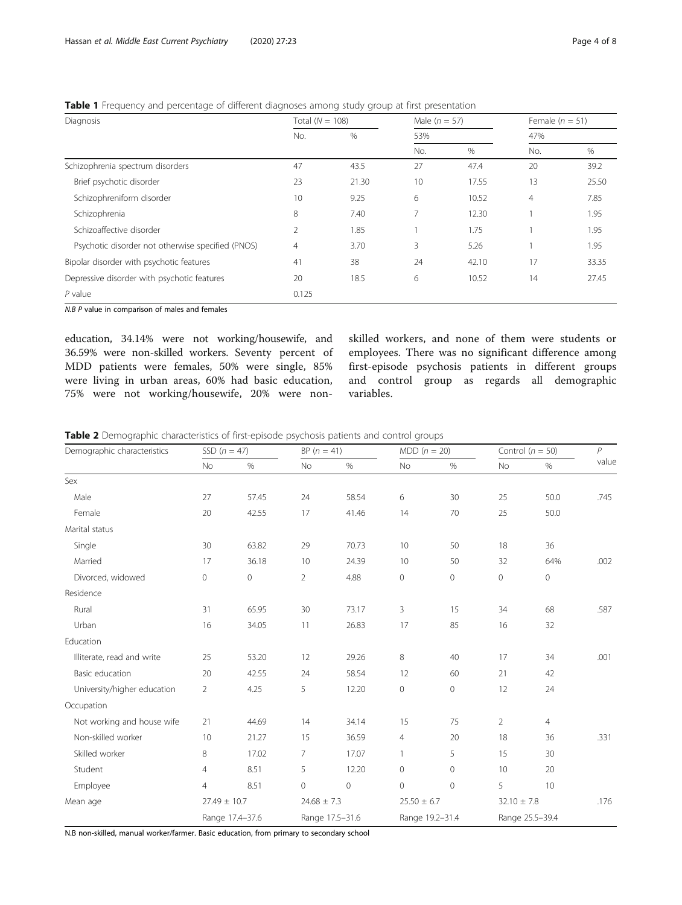**Table 1** Frequency and percentage of different diagnoses among study group at first presentation

| Diagnosis | Total (N = 108) | | Male (n = 57) | | Female (n = 51) | |
|---|---|---|---|---|---|---|
| | | | 53% | | 47% | |
| | No. | % | No. | % | No. | % |
| Schizophrenia spectrum disorders | 47 | 43.5 | 27 | 47.4 | 20 | 39.2 |
| Brief psychotic disorder | 23 | 21.30 | 10 | 17.55 | 13 | 25.50 |
| Schizophreniform disorder | 10 | 9.25 | 6 | 10.52 | 4 | 7.85 |
| Schizophrenia | 8 | 7.40 | 7 | 12.30 | 1 | 1.95 |
| Schizoaffective disorder | 2 | 1.85 | 1 | 1.75 | 1 | 1.95 |
| Psychotic disorder not otherwise specified (PNOS) | 4 | 3.70 | 3 | 5.26 | 1 | 1.95 |
| Bipolar disorder with psychotic features | 41 | 38 | 24 | 42.10 | 17 | 33.35 |
| Depressive disorder with psychotic features | 20 | 18.5 | 6 | 10.52 | 14 | 27.45 |
| *P* value | 0.125 | | | | | |

*N.B P* value in comparison of males and females

education, 34.14% were not working/housewife, and 36.59% were non-skilled workers. Seventy percent of MDD patients were females, 50% were single, 85% were living in urban areas, 60% had basic education, 75% were not working/housewife, 20% were non-skilled workers, and none of them were students or employees. There was no significant difference among first-episode psychosis patients in different groups and control group as regards all demographic variables.

**Table 2** Demographic characteristics of first-episode psychosis patients and control groups

| Demographic characteristics | SSD (n = 47) | | BP (n = 41) | | MDD (n = 20) | | Control (n = 50) | | *P* value |
|---|---|---|---|---|---|---|---|---|---|
| | No | % | No | % | No | % | No | % | |
| Sex | | | | | | | | | |
| Male | 27 | 57.45 | 24 | 58.54 | 6 | 30 | 25 | 50.0 | .745 |
| Female | 20 | 42.55 | 17 | 41.46 | 14 | 70 | 25 | 50.0 | |
| Marital status | | | | | | | | | |
| Single | 30 | 63.82 | 29 | 70.73 | 10 | 50 | 18 | 36 | |
| Married | 17 | 36.18 | 10 | 24.39 | 10 | 50 | 32 | 64% | .002 |
| Divorced, widowed | 0 | 0 | 2 | 4.88 | 0 | 0 | 0 | 0 | |
| Residence | | | | | | | | | |
| Rural | 31 | 65.95 | 30 | 73.17 | 3 | 15 | 34 | 68 | .587 |
| Urban | 16 | 34.05 | 11 | 26.83 | 17 | 85 | 16 | 32 | |
| Education | | | | | | | | | |
| Illiterate, read and write | 25 | 53.20 | 12 | 29.26 | 8 | 40 | 17 | 34 | .001 |
| Basic education | 20 | 42.55 | 24 | 58.54 | 12 | 60 | 21 | 42 | |
| University/higher education | 2 | 4.25 | 5 | 12.20 | 0 | 0 | 12 | 24 | |
| Occupation | | | | | | | | | |
| Not working and house wife | 21 | 44.69 | 14 | 34.14 | 15 | 75 | 2 | 4 | |
| Non-skilled worker | 10 | 21.27 | 15 | 36.59 | 4 | 20 | 18 | 36 | .331 |
| Skilled worker | 8 | 17.02 | 7 | 17.07 | 1 | 5 | 15 | 30 | |
| Student | 4 | 8.51 | 5 | 12.20 | 0 | 0 | 10 | 20 | |
| Employee | 4 | 8.51 | 0 | 0 | 0 | 0 | 5 | 10 | |
| Mean age | 27.49 ± 10.7 | | 24.68 ± 7.3 | | 25.50 ± 6.7 | | 32.10 ± 7.8 | | .176 |
| | Range 17.4–37.6 | | Range 17.5–31.6 | | Range 19.2–31.4 | | Range 25.5–39.4 | | |

N.B non-skilled, manual worker/farmer. Basic education, from primary to secondary school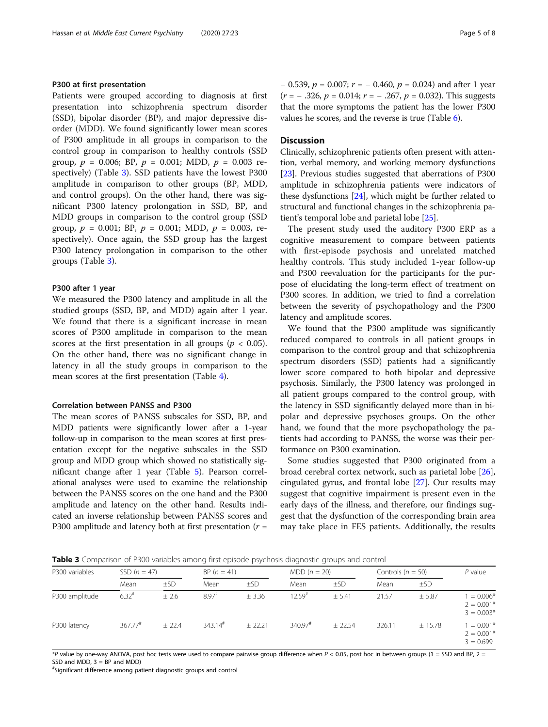### P300 at first presentation

Patients were grouped according to diagnosis at first presentation into schizophrenia spectrum disorder (SSD), bipolar disorder (BP), and major depressive disorder (MDD). We found significantly lower mean scores of P300 amplitude in all groups in comparison to the control group in comparison to healthy controls (SSD group, $p$ = 0.006; BP, $p$ = 0.001; MDD, $p$ = 0.003 respectively) (Table 3). SSD patients have the lowest P300 amplitude in comparison to other groups (BP, MDD, and control groups). On the other hand, there was significant P300 latency prolongation in SSD, BP, and MDD groups in comparison to the control group (SSD group, $p$ = 0.001; BP, $p$ = 0.001; MDD, $p$ = 0.003, respectively). Once again, the SSD group has the largest P300 latency prolongation in comparison to the other groups (Table 3).

### P300 after 1 year

We measured the P300 latency and amplitude in all the studied groups (SSD, BP, and MDD) again after 1 year. We found that there is a significant increase in mean scores of P300 amplitude in comparison to the mean scores at the first presentation in all groups ($p$ < 0.05). On the other hand, there was no significant change in latency in all the study groups in comparison to the mean scores at the first presentation (Table 4).

### Correlation between PANSS and P300

The mean scores of PANSS subscales for SSD, BP, and MDD patients were significantly lower after a 1-year follow-up in comparison to the mean scores at first presentation except for the negative subscales in the SSD group and MDD group which showed no statistically significant change after 1 year (Table 5). Pearson correlational analyses were used to examine the relationship between the PANSS scores on the one hand and the P300 amplitude and latency on the other hand. Results indicated an inverse relationship between PANSS scores and P300 amplitude and latency both at first presentation ($r$ = − 0.539, $p$ = 0.007; $r$ = − 0.460, $p$ = 0.024) and after 1 year ($r$ = − .326, $p$ = 0.014; $r$ = − .267, $p$ = 0.032). This suggests that the more symptoms the patient has the lower P300 values he scores, and the reverse is true (Table 6).

## Discussion

Clinically, schizophrenic patients often present with attention, verbal memory, and working memory dysfunctions [23]. Previous studies suggested that aberrations of P300 amplitude in schizophrenia patients were indicators of these dysfunctions [24], which might be further related to structural and functional changes in the schizophrenia patient's temporal lobe and parietal lobe [25].

The present study used the auditory P300 ERP as a cognitive measurement to compare between patients with first-episode psychosis and unrelated matched healthy controls. This study included 1-year follow-up and P300 reevaluation for the participants for the purpose of elucidating the long-term effect of treatment on P300 scores. In addition, we tried to find a correlation between the severity of psychopathology and the P300 latency and amplitude scores.

We found that the P300 amplitude was significantly reduced compared to controls in all patient groups in comparison to the control group and that schizophrenia spectrum disorders (SSD) patients had a significantly lower score compared to both bipolar and depressive psychosis. Similarly, the P300 latency was prolonged in all patient groups compared to the control group, with the latency in SSD significantly delayed more than in bipolar and depressive psychoses groups. On the other hand, we found that the more psychopathology the patients had according to PANSS, the worse was their performance on P300 examination.

Some studies suggested that P300 originated from a broad cerebral cortex network, such as parietal lobe [26], cingulated gyrus, and frontal lobe [27]. Our results may suggest that cognitive impairment is present even in the early days of the illness, and therefore, our findings suggest that the dysfunction of the corresponding brain area may take place in FES patients. Additionally, the results

**Table 3** Comparison of P300 variables among first-episode psychosis diagnostic groups and control

| P300 variables | SSD ($n$ = 47) | | BP ($n$ = 41) | | MDD ($n$ = 20) | | Controls ($n$ = 50) | | $P$ value |
|---|---|---|---|---|---|---|---|---|---|
| | Mean | ±SD | Mean | ±SD | Mean | ±SD | Mean | ±SD | |
| P300 amplitude | 6.32[#] | ± 2.6 | 8.97[#] | ± 3.36 | 12.59[#] | ± 5.41 | 21.57 | ± 5.87 | 1 = 0.006* 2 = 0.001* 3 = 0.003* |
| P300 latency | 367.77[#] | ± 22.4 | 343.14[#] | ± 22.21 | 340.97[#] | ± 22.54 | 326.11 | ± 15.78 | 1 = 0.001* 2 = 0.001* 3 = 0.699 |

*$P$ value by one-way ANOVA, post hoc tests were used to compare pairwise group difference when $P$ < 0.05, post hoc in between groups (1 = SSD and BP, 2 = SSD and MDD, 3 = BP and MDD)

[#]Significant difference among patient diagnostic groups and control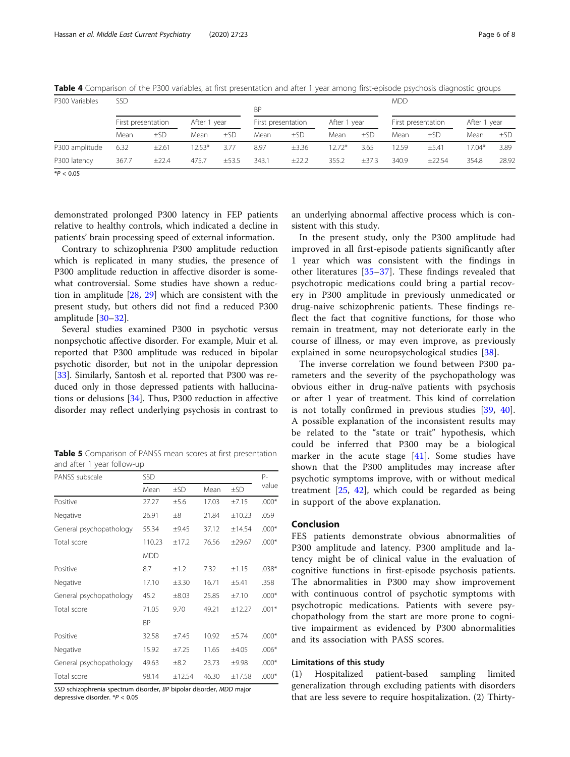**Table 4** Comparison of the P300 variables, at first presentation and after 1 year among first-episode psychosis diagnostic groups

| P300 Variables | SSD | | | | BP | | | | MDD | | | |
|---|---|---|---|---|---|---|---|---|---|---|---|---|
| | First presentation | | After 1 year | | First presentation | | After 1 year | | First presentation | | After 1 year | |
| | Mean | ±SD | Mean | ±SD | Mean | ±SD | Mean | ±SD | Mean | ±SD | Mean | ±SD |
| P300 amplitude | 6.32 | ±2.61 | 12.53* | 3.77 | 8.97 | ±3.36 | 12.72* | 3.65 | 12.59 | ±5.41 | 17.04* | 3.89 |
| P300 latency | 367.7 | ±22.4 | 475.7 | ±53.5 | 343.1 | ±22.2 | 355.2 | ±37.3 | 340.9 | ±22.54 | 354.8 | 28.92 |

*$P < 0.05$

demonstrated prolonged P300 latency in FEP patients relative to healthy controls, which indicated a decline in patients' brain processing speed of external information.

Contrary to schizophrenia P300 amplitude reduction which is replicated in many studies, the presence of P300 amplitude reduction in affective disorder is somewhat controversial. Some studies have shown a reduction in amplitude [28, 29] which are consistent with the present study, but others did not find a reduced P300 amplitude [30–32].

Several studies examined P300 in psychotic versus nonpsychotic affective disorder. For example, Muir et al. reported that P300 amplitude was reduced in bipolar psychotic disorder, but not in the unipolar depression [33]. Similarly, Santosh et al. reported that P300 was reduced only in those depressed patients with hallucinations or delusions [34]. Thus, P300 reduction in affective disorder may reflect underlying psychosis in contrast to an underlying abnormal affective process which is consistent with this study.

In the present study, only the P300 amplitude had improved in all first-episode patients significantly after 1 year which was consistent with the findings in other literatures [35–37]. These findings revealed that psychotropic medications could bring a partial recovery in P300 amplitude in previously unmedicated or drug-naive schizophrenic patients. These findings reflect the fact that cognitive functions, for those who remain in treatment, may not deteriorate early in the course of illness, or may even improve, as previously explained in some neuropsychological studies [38].

The inverse correlation we found between P300 parameters and the severity of the psychopathology was obvious either in drug-naïve patients with psychosis or after 1 year of treatment. This kind of correlation is not totally confirmed in previous studies [39, 40]. A possible explanation of the inconsistent results may be related to the "state or trait" hypothesis, which could be inferred that P300 may be a biological marker in the acute stage [41]. Some studies have shown that the P300 amplitudes may increase after psychotic symptoms improve, with or without medical treatment [25, 42], which could be regarded as being in support of the above explanation.

**Table 5** Comparison of PANSS mean scores at first presentation and after 1 year follow-up

| PANSS subscale | SSD | | | | P-value |
|---|---|---|---|---|---|
| | Mean | ±SD | Mean | ±SD | |
| Positive | 27.27 | ±5.6 | 17.03 | ±7.15 | .000* |
| Negative | 26.91 | ±8 | 21.84 | ±10.23 | .059 |
| General psychopathology | 55.34 | ±9.45 | 37.12 | ±14.54 | .000* |
| Total score | 110.23 | ±17.2 | 76.56 | ±29.67 | .000* |
| | MDD | | | | |
| Positive | 8.7 | ±1.2 | 7.32 | ±1.15 | .038* |
| Negative | 17.10 | ±3.30 | 16.71 | ±5.41 | .358 |
| General psychopathology | 45.2 | ±8.03 | 25.85 | ±7.10 | .000* |
| Total score | 71.05 | 9.70 | 49.21 | ±12.27 | .001* |
| | BP | | | | |
| Positive | 32.58 | ±7.45 | 10.92 | ±5.74 | .000* |
| Negative | 15.92 | ±7.25 | 11.65 | ±4.05 | .006* |
| General psychopathology | 49.63 | ±8.2 | 23.73 | ±9.98 | .000* |
| Total score | 98.14 | ±12.54 | 46.30 | ±17.58 | .000* |

*SSD* schizophrenia spectrum disorder, *BP* bipolar disorder, *MDD* major depressive disorder. *$P < 0.05$

## Conclusion

FES patients demonstrate obvious abnormalities of P300 amplitude and latency. P300 amplitude and latency might be of clinical value in the evaluation of cognitive functions in first-episode psychosis patients. The abnormalities in P300 may show improvement with continuous control of psychotic symptoms with psychotropic medications. Patients with severe psychopathology from the start are more prone to cognitive impairment as evidenced by P300 abnormalities and its association with PASS scores.

### Limitations of this study

(1) Hospitalized patient-based sampling limited generalization through excluding patients with disorders that are less severe to require hospitalization. (2) Thirty-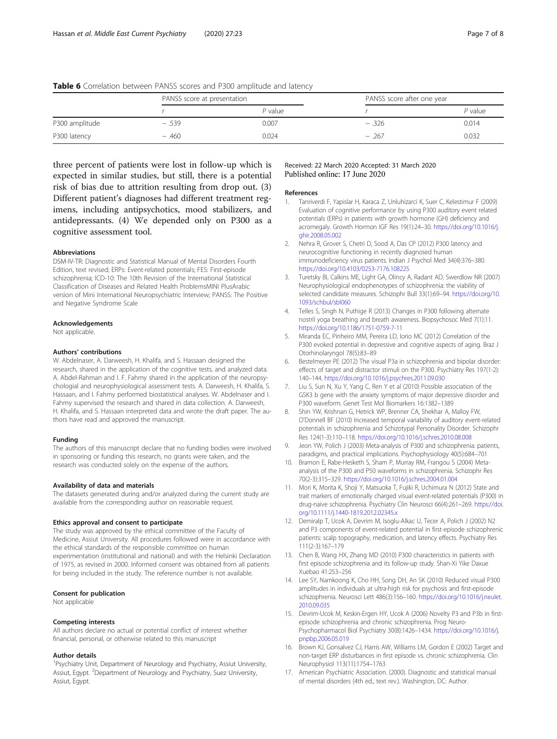**Table 6** Correlation between PANSS scores and P300 amplitude and latency

| | PANSS score at presentation | | PANSS score after one year | |
|---|---|---|---|---|
| | *r* | *P* value | *r* | *P* value |
| P300 amplitude | − .539 | 0.007 | − .326 | 0.014 |
| P300 latency | − .460 | 0.024 | − .267 | 0.032 |

three percent of patients were lost in follow-up which is expected in similar studies, but still, there is a potential risk of bias due to attrition resulting from drop out. (3) Different patient's diagnoses had different treatment regimens, including antipsychotics, mood stabilizers, and antidepressants. (4) We depended only on P300 as a cognitive assessment tool.

#### Abbreviations

DSM-IV-TR: Diagnostic and Statistical Manual of Mental Disorders Fourth Edition, text revised; ERPs: Event-related potentials; FES: First-episode schizophrenia; ICD-10: The 10th Revision of the International Statistical Classification of Diseases and Related Health ProblemsMINI PlusArabic version of Mini International Neuropsychiatric Interview; PANSS: The Positive and Negative Syndrome Scale

#### Acknowledgements

Not applicable.

#### Authors' contributions

W. Abdelnaser, A. Darweesh, H. Khalifa, and S. Hassaan designed the research, shared in the application of the cognitive tests, and analyzed data. A. Abdel-Rahman and I. F. Fahmy shared in the application of the neuropsychologial and neurophysiological assessment tests. A. Darweesh, H. Khalifa, S. Hassaan, and I. Fahmy performed biostatistical analyses. W. Abdelnaser and I. Fahmy supervised the research and shared in data collection. A. Darweesh, H. Khalifa, and S. Hassaan interpreted data and wrote the draft paper. The authors have read and approved the manuscript.

#### Funding

The authors of this manuscript declare that no funding bodies were involved in sponsoring or funding this research, no grants were taken, and the research was conducted solely on the expense of the authors.

#### Availability of data and materials

The datasets generated during and/or analyzed during the current study are available from the corresponding author on reasonable request.

#### Ethics approval and consent to participate

The study was approved by the ethical committee of the Faculty of Medicine, Assiut University. All procedures followed were in accordance with the ethical standards of the responsible committee on human experimentation (institutional and national) and with the Helsinki Declaration of 1975, as revised in 2000. Informed consent was obtained from all patients for being included in the study. The reference number is not available.

#### Consent for publication

Not applicable

#### Competing interests

All authors declare no actual or potential conflict of interest whether financial, personal, or otherwise related to this manuscript

#### Author details

[1]Psychiatry Unit, Department of Neurology and Psychiatry, Assiut University, Assiut, Egypt. [2]Department of Neurology and Psychiatry, Suez University, Assiut, Egypt.

Received: 22 March 2020 Accepted: 31 March 2020
Published online: 17 June 2020

#### References

1. Tanriverdi F, Yapislar H, Karaca Z, Unluhizarci K, Suer C, Kelestimur F (2009) Evaluation of cognitive performance by using P300 auditory event related potentials (ERPs) in patients with growth hormone (GH) deficiency and acromegaly. Growth Hormon IGF Res 19(1):24–30. https://doi.org/10.1016/j.ghir.2008.05.002
2. Nehra R, Grover S, Chetri D, Sood A, Das CP (2012) P300 latency and neurocognitive functioning in recently diagnosed human immunodeficiency virus patients. Indian J Psychol Med 34(4):376–380. https://doi.org/10.4103/0253-7176.108225
3. Turetsky BI, Calkins ME, Light GA, Olincy A, Radant AD, Swerdlow NR (2007) Neurophysiological endophenotypes of schizophrenia: the viability of selected candidate measures. Schizophr Bull 33(1):69–94. https://doi.org/10.1093/schbul/sbl060
4. Telles S, Singh N, Puthige R (2013) Changes in P300 following alternate nostril yoga breathing and breath awareness. Biopsychosoc Med 7(1):11. https://doi.org/10.1186/1751-0759-7-11
5. Miranda EC, Pinheiro MM, Pereira LD, Iorio MC (2012) Correlation of the P300 evoked potential in depressive and cognitive aspects of aging. Braz J Otorhinolaryngol 78(5):83–89
6. Bestelmeyer PE (2012) The visual P3a in schizophrenia and bipolar disorder: effects of target and distractor stimuli on the P300. Psychiatry Res 197(1-2): 140–144. https://doi.org/10.1016/j.psychres.2011.09.030
7. Liu S, Sun N, Xu Y, Yang C, Ren Y et al (2010) Possible association of the GSK3 b gene with the anxiety symptoms of major depressive disorder and P300 waveform. Genet Test Mol Biomarkers 16:1382–1389
8. Shin YW, Krishnan G, Hetrick WP, Brenner CA, Shekhar A, Malloy FW, O'Donnell BF (2010) Increased temporal variability of auditory event-related potentials in schizophrenia and Schizotypal Personality Disorder. Schizophr Res 124(1-3):110–118. https://doi.org/10.1016/j.schres.2010.08.008
9. Jeon YW, Polich J (2003) Meta-analysis of P300 and schizophrenia: patients, paradigms, and practical implications. Psychophysiology 40(5):684–701
10. Bramon E, Rabe-Hesketh S, Sham P, Murray RM, Frangou S (2004) Meta-analysis of the P300 and P50 waveforms in schizophrenia. Schizophr Res 70(2-3):315–329. https://doi.org/10.1016/j.schres.2004.01.004
11. Mori K, Morita K, Shoji Y, Matsuoka T, Fujiki R, Uchimura N (2012) State and trait markers of emotionally charged visual event-related potentials (P300) in drug-naive schizophrenia. Psychiatry Clin Neurosci 66(4):261–269. https://doi.org/10.1111/j.1440-1819.2012.02345.x
12. Demiralp T, Ucok A, Devrim M, Isoglu-Alkac U, Tecer A, Polich J (2002) N2 and P3 components of event-related potential in first-episode schizophrenic patients: scalp topography, medication, and latency effects. Psychiatry Res 111(2-3):167–179
13. Chen B, Wang HX, Zhang MD (2010) P300 characteristics in patients with first episode schizophrenia and its follow-up study. Shan-Xi Yike Daxue Xuebao 41:253–256
14. Lee SY, Namkoong K, Cho HH, Song DH, An SK (2010) Reduced visual P300 amplitudes in individuals at ultra-high risk for psychosis and first-episode schizophrenia. Neurosci Lett 486(3):156–160. https://doi.org/10.1016/j.neulet.2010.09.035
15. Devrim-Ucok M, Keskin-Ergen HY, Ucok A (2006) Novelty P3 and P3b in first-episode schizophrenia and chronic schizophrenia. Prog Neuro-Psychopharmacol Biol Psychiatry 30(8):1426–1434. https://doi.org/10.1016/j.pnpbp.2006.05.019
16. Brown KJ, Gonsalvez CJ, Harris AW, Williams LM, Gordon E (2002) Target and non-target ERP disturbances in first episode vs. chronic schizophrenia. Clin Neurophysiol 113(11):1754–1763
17. American Psychiatric Association. (2000). Diagnostic and statistical manual of mental disorders (4th ed., text rev.). Washington, DC: Author.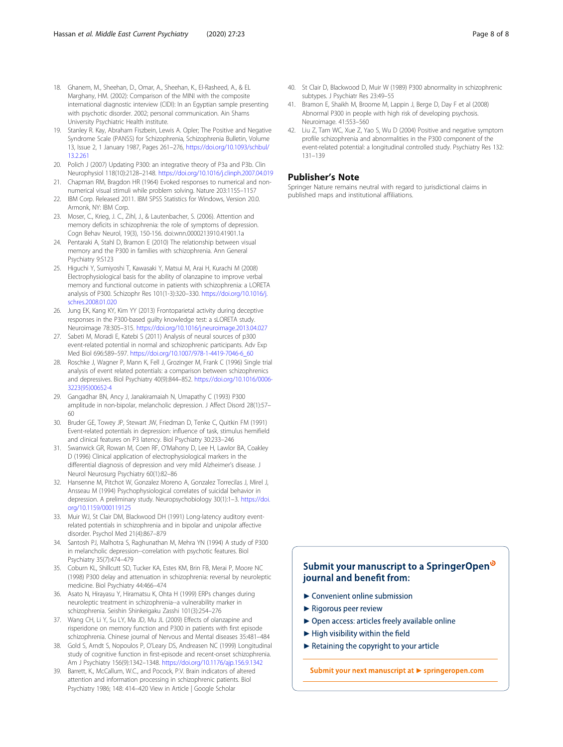18. Ghanem, M., Sheehan, D., Omar, A., Sheehan, K., El-Rasheed, A., & EL Marghany, HM. (2002): Comparison of the MINI with the composite international diagnostic interview (CIDI): In an Egyptian sample presenting with psychotic disorder. 2002; personal communication. Ain Shams University Psychiatric Health institute.
19. Stanley R. Kay, Abraham Fiszbein, Lewis A. Opler; The Positive and Negative Syndrome Scale (PANSS) for Schizophrenia, Schizophrenia Bulletin, Volume 13, Issue 2, 1 January 1987, Pages 261–276, https://doi.org/10.1093/schbul/13.2.261
20. Polich J (2007) Updating P300: an integrative theory of P3a and P3b. Clin Neurophysiol 118(10):2128–2148. https://doi.org/10.1016/j.clinph.2007.04.019
21. Chapman RM, Bragdon HR (1964) Evoked responses to numerical and non-numerical visual stimuli while problem solving. Nature 203:1155–1157
22. IBM Corp. Released 2011. IBM SPSS Statistics for Windows, Version 20.0. Armonk, NY: IBM Corp.
23. Moser, C., Krieg, J. C., Zihl, J., & Lautenbacher, S. (2006). Attention and memory deficits in schizophrenia: the role of symptoms of depression. Cogn Behav Neurol, 19(3), 150-156. doi:wnn.0000213910.41901.1a
24. Pentaraki A, Stahl D, Bramon E (2010) The relationship between visual memory and the P300 in families with schizophrenia. Ann General Psychiatry 9:S123
25. Higuchi Y, Sumiyoshi T, Kawasaki Y, Matsui M, Arai H, Kurachi M (2008) Electrophysiological basis for the ability of olanzapine to improve verbal memory and functional outcome in patients with schizophrenia: a LORETA analysis of P300. Schizophr Res 101(1-3):320–330. https://doi.org/10.1016/j.schres.2008.01.020
26. Jung EK, Kang KY, Kim YY (2013) Frontoparietal activity during deceptive responses in the P300-based guilty knowledge test: a sLORETA study. Neuroimage 78:305–315. https://doi.org/10.1016/j.neuroimage.2013.04.027
27. Sabeti M, Moradi E, Katebi S (2011) Analysis of neural sources of p300 event-related potential in normal and schizophrenic participants. Adv Exp Med Biol 696:589–597. https://doi.org/10.1007/978-1-4419-7046-6_60
28. Roschke J, Wagner P, Mann K, Fell J, Grozinger M, Frank C (1996) Single trial analysis of event related potentials: a comparison between schizophrenics and depressives. Biol Psychiatry 40(9):844–852. https://doi.org/10.1016/0006-3223(95)00652-4
29. Gangadhar BN, Ancy J, Janakiramaiah N, Umapathy C (1993) P300 amplitude in non-bipolar, melancholic depression. J Affect Disord 28(1):57–60
30. Bruder GE, Towey JP, Stewart JW, Friedman D, Tenke C, Quitkin FM (1991) Event-related potentials in depression: influence of task, stimulus hemifield and clinical features on P3 latency. Biol Psychiatry 30:233–246
31. Swanwick GR, Rowan M, Coen RF, O'Mahony D, Lee H, Lawlor BA, Coakley D (1996) Clinical application of electrophysiological markers in the differential diagnosis of depression and very mild Alzheimer's disease. J Neurol Neurosurg Psychiatry 60(1):82–86
32. Hansenne M, Pitchot W, Gonzalez Moreno A, Gonzalez Torrecilas J, Mirel J, Ansseau M (1994) Psychophysiological correlates of suicidal behavior in depression. A preliminary study. Neuropsychobiology 30(1):1–3. https://doi.org/10.1159/000119125
33. Muir WJ, St Clair DM, Blackwood DH (1991) Long-latency auditory event-related potentials in schizophrenia and in bipolar and unipolar affective disorder. Psychol Med 21(4):867–879
34. Santosh PJ, Malhotra S, Raghunathan M, Mehra YN (1994) A study of P300 in melancholic depression--correlation with psychotic features. Biol Psychiatry 35(7):474–479
35. Coburn KL, Shillcutt SD, Tucker KA, Estes KM, Brin FB, Merai P, Moore NC (1998) P300 delay and attenuation in schizophrenia: reversal by neuroleptic medicine. Biol Psychiatry 44:466–474
36. Asato N, Hirayasu Y, Hiramatsu K, Ohta H (1999) ERPs changes during neuroleptic treatment in schizophrenia--a vulnerability marker in schizophrenia. Seishin Shinkeigaku Zasshi 101(3):254–276
37. Wang CH, Li Y, Su LY, Ma JD, Mu JL (2009) Effects of olanzapine and risperidone on memory function and P300 in patients with first episode schizophrenia. Chinese journal of Nervous and Mental diseases 35:481–484
38. Gold S, Arndt S, Nopoulos P, O'Leary DS, Andreasen NC (1999) Longitudinal study of cognitive function in first-episode and recent-onset schizophrenia. Am J Psychiatry 156(9):1342–1348. https://doi.org/10.1176/ajp.156.9.1342
39. Barrett, K., McCallum, W.C., and Pocock, P.V. Brain indicators of altered attention and information processing in schizophrenic patients. Biol Psychiatry 1986; 148: 414–420 View in Article | Google Scholar
40. St Clair D, Blackwood D, Muir W (1989) P300 abnormality in schizophrenic subtypes. J Psychiatr Res 23:49–55
41. Bramon E, Shaikh M, Broome M, Lappin J, Berge D, Day F et al (2008) Abnormal P300 in people with high risk of developing psychosis. Neuroimage. 41:553–560
42. Liu Z, Tam WC, Xue Z, Yao S, Wu D (2004) Positive and negative symptom profile schizophrenia and abnormalities in the P300 component of the event-related potential: a longitudinal controlled study. Psychiatry Res 132: 131–139

## Publisher's Note

Springer Nature remains neutral with regard to jurisdictional claims in published maps and institutional affiliations.

**Submit your manuscript to a SpringerOpen journal and benefit from:**

- ► Convenient online submission
- ► Rigorous peer review
- ► Open access: articles freely available online
- ► High visibility within the field
- ► Retaining the copyright to your article

**Submit your next manuscript at ► springeropen.com**